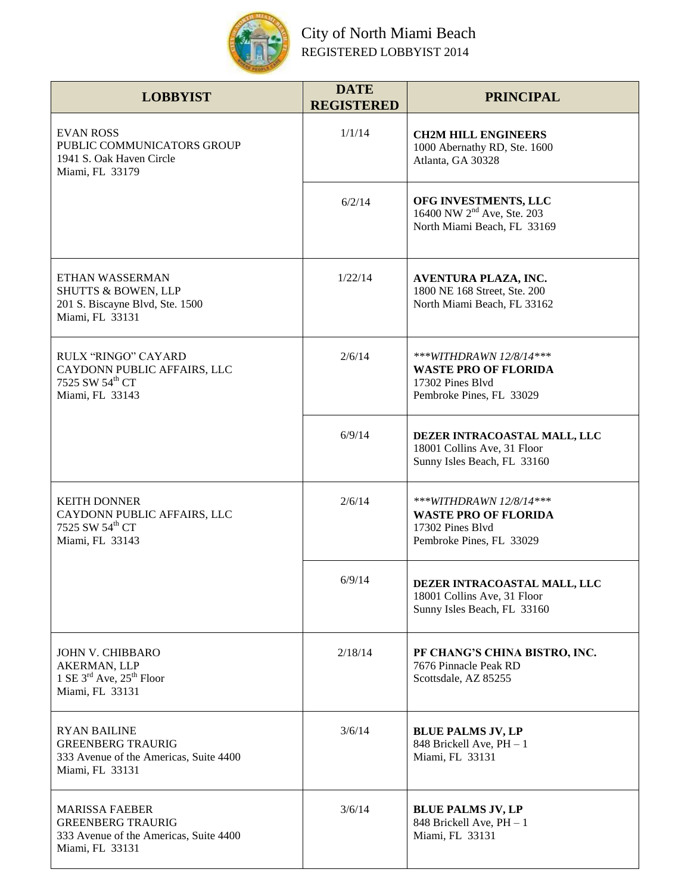# City of North Miami Beach

REGISTERED LOBBYIST 2014

| LOBBYIST | DATE REGISTERED | PRINCIPAL |
|---|---|---|
| EVAN ROSS<br>PUBLIC COMMUNICATORS GROUP<br>1941 S. Oak Haven Circle<br>Miami, FL 33179 | 1/1/14 | **CH2M HILL ENGINEERS**<br>1000 Abernathy RD, Ste. 1600<br>Atlanta, GA 30328 |
| | 6/2/14 | **OFG INVESTMENTS, LLC**<br>16400 NW 2nd Ave, Ste. 203<br>North Miami Beach, FL 33169 |
| ETHAN WASSERMAN<br>SHUTTS & BOWEN, LLP<br>201 S. Biscayne Blvd, Ste. 1500<br>Miami, FL 33131 | 1/22/14 | **AVENTURA PLAZA, INC.**<br>1800 NE 168 Street, Ste. 200<br>North Miami Beach, FL 33162 |
| RULX "RINGO" CAYARD<br>CAYDONN PUBLIC AFFAIRS, LLC<br>7525 SW 54th CT<br>Miami, FL 33143 | 2/6/14 | ****WITHDRAWN 12/8/14****<br>**WASTE PRO OF FLORIDA**<br>17302 Pines Blvd<br>Pembroke Pines, FL 33029 |
| | 6/9/14 | **DEZER INTRACOASTAL MALL, LLC**<br>18001 Collins Ave, 31 Floor<br>Sunny Isles Beach, FL 33160 |
| KEITH DONNER<br>CAYDONN PUBLIC AFFAIRS, LLC<br>7525 SW 54th CT<br>Miami, FL 33143 | 2/6/14 | ****WITHDRAWN 12/8/14****<br>**WASTE PRO OF FLORIDA**<br>17302 Pines Blvd<br>Pembroke Pines, FL 33029 |
| | 6/9/14 | **DEZER INTRACOASTAL MALL, LLC**<br>18001 Collins Ave, 31 Floor<br>Sunny Isles Beach, FL 33160 |
| JOHN V. CHIBBARO<br>AKERMAN, LLP<br>1 SE 3rd Ave, 25th Floor<br>Miami, FL 33131 | 2/18/14 | **PF CHANG'S CHINA BISTRO, INC.**<br>7676 Pinnacle Peak RD<br>Scottsdale, AZ 85255 |
| RYAN BAILINE<br>GREENBERG TRAURIG<br>333 Avenue of the Americas, Suite 4400<br>Miami, FL 33131 | 3/6/14 | **BLUE PALMS JV, LP**<br>848 Brickell Ave, PH – 1<br>Miami, FL 33131 |
| MARISSA FAEBER<br>GREENBERG TRAURIG<br>333 Avenue of the Americas, Suite 4400<br>Miami, FL 33131 | 3/6/14 | **BLUE PALMS JV, LP**<br>848 Brickell Ave, PH – 1<br>Miami, FL 33131 |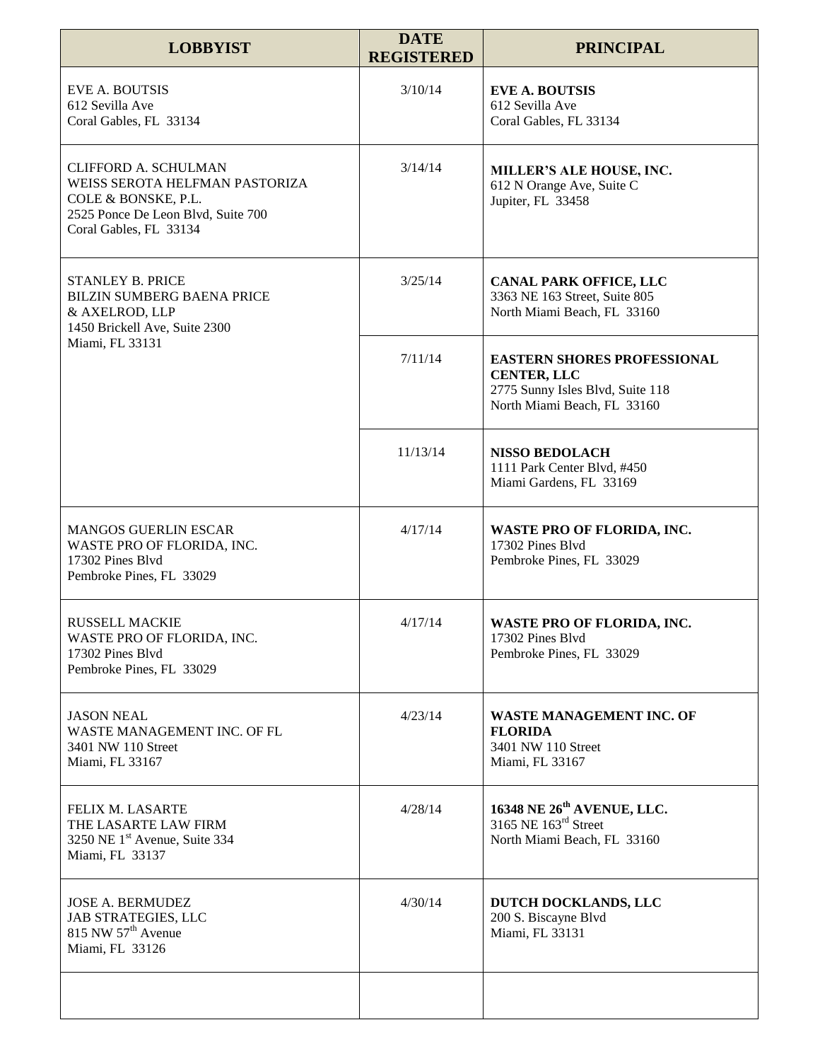| LOBBYIST | DATE REGISTERED | PRINCIPAL |
|---|---|---|
| EVE A. BOUTSIS<br>612 Sevilla Ave<br>Coral Gables, FL 33134 | 3/10/14 | **EVE A. BOUTSIS**<br>612 Sevilla Ave<br>Coral Gables, FL 33134 |
| CLIFFORD A. SCHULMAN<br>WEISS SEROTA HELFMAN PASTORIZA COLE & BONSKE, P.L.<br>2525 Ponce De Leon Blvd, Suite 700<br>Coral Gables, FL 33134 | 3/14/14 | **MILLER'S ALE HOUSE, INC.**<br>612 N Orange Ave, Suite C<br>Jupiter, FL 33458 |
| STANLEY B. PRICE<br>BILZIN SUMBERG BAENA PRICE & AXELROD, LLP<br>1450 Brickell Ave, Suite 2300<br>Miami, FL 33131 | 3/25/14 | **CANAL PARK OFFICE, LLC**<br>3363 NE 163 Street, Suite 805<br>North Miami Beach, FL 33160 |
| | 7/11/14 | **EASTERN SHORES PROFESSIONAL CENTER, LLC**<br>2775 Sunny Isles Blvd, Suite 118<br>North Miami Beach, FL 33160 |
| | 11/13/14 | **NISSO BEDOLACH**<br>1111 Park Center Blvd, #450<br>Miami Gardens, FL 33169 |
| MANGOS GUERLIN ESCAR<br>WASTE PRO OF FLORIDA, INC.<br>17302 Pines Blvd<br>Pembroke Pines, FL 33029 | 4/17/14 | **WASTE PRO OF FLORIDA, INC.**<br>17302 Pines Blvd<br>Pembroke Pines, FL 33029 |
| RUSSELL MACKIE<br>WASTE PRO OF FLORIDA, INC.<br>17302 Pines Blvd<br>Pembroke Pines, FL 33029 | 4/17/14 | **WASTE PRO OF FLORIDA, INC.**<br>17302 Pines Blvd<br>Pembroke Pines, FL 33029 |
| JASON NEAL<br>WASTE MANAGEMENT INC. OF FL<br>3401 NW 110 Street<br>Miami, FL 33167 | 4/23/14 | **WASTE MANAGEMENT INC. OF FLORIDA**<br>3401 NW 110 Street<br>Miami, FL 33167 |
| FELIX M. LASARTE<br>THE LASARTE LAW FIRM<br>3250 NE 1st Avenue, Suite 334<br>Miami, FL 33137 | 4/28/14 | **16348 NE 26th AVENUE, LLC.**<br>3165 NE 163rd Street<br>North Miami Beach, FL 33160 |
| JOSE A. BERMUDEZ<br>JAB STRATEGIES, LLC<br>815 NW 57th Avenue<br>Miami, FL 33126 | 4/30/14 | **DUTCH DOCKLANDS, LLC**<br>200 S. Biscayne Blvd<br>Miami, FL 33131 |
| | | |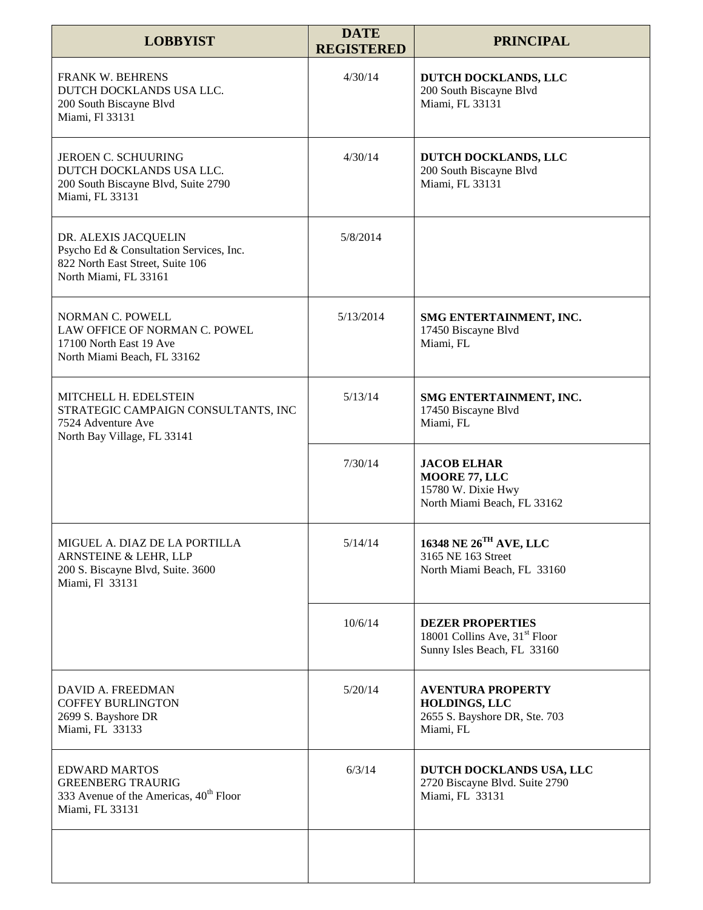| LOBBYIST | DATE REGISTERED | PRINCIPAL |
| --- | --- | --- |
| FRANK W. BEHRENS<br>DUTCH DOCKLANDS USA LLC.<br>200 South Biscayne Blvd<br>Miami, Fl 33131 | 4/30/14 | **DUTCH DOCKLANDS, LLC**<br>200 South Biscayne Blvd<br>Miami, FL 33131 |
| JEROEN C. SCHUURING<br>DUTCH DOCKLANDS USA LLC.<br>200 South Biscayne Blvd, Suite 2790<br>Miami, FL 33131 | 4/30/14 | **DUTCH DOCKLANDS, LLC**<br>200 South Biscayne Blvd<br>Miami, FL 33131 |
| DR. ALEXIS JACQUELIN<br>Psycho Ed & Consultation Services, Inc.<br>822 North East Street, Suite 106<br>North Miami, FL 33161 | 5/8/2014 | |
| NORMAN C. POWELL<br>LAW OFFICE OF NORMAN C. POWEL<br>17100 North East 19 Ave<br>North Miami Beach, FL 33162 | 5/13/2014 | **SMG ENTERTAINMENT, INC.**<br>17450 Biscayne Blvd<br>Miami, FL |
| MITCHELL H. EDELSTEIN<br>STRATEGIC CAMPAIGN CONSULTANTS, INC<br>7524 Adventure Ave<br>North Bay Village, FL 33141 | 5/13/14 | **SMG ENTERTAINMENT, INC.**<br>17450 Biscayne Blvd<br>Miami, FL |
| | 7/30/14 | **JACOB ELHAR**<br>**MOORE 77, LLC**<br>15780 W. Dixie Hwy<br>North Miami Beach, FL 33162 |
| MIGUEL A. DIAZ DE LA PORTILLA<br>ARNSTEINE & LEHR, LLP<br>200 S. Biscayne Blvd, Suite. 3600<br>Miami, Fl 33131 | 5/14/14 | **16348 NE 26TH AVE, LLC**<br>3165 NE 163 Street<br>North Miami Beach, FL 33160 |
| | 10/6/14 | **DEZER PROPERTIES**<br>18001 Collins Ave, 31st Floor<br>Sunny Isles Beach, FL 33160 |
| DAVID A. FREEDMAN<br>COFFEY BURLINGTON<br>2699 S. Bayshore DR<br>Miami, FL 33133 | 5/20/14 | **AVENTURA PROPERTY HOLDINGS, LLC**<br>2655 S. Bayshore DR, Ste. 703<br>Miami, FL |
| EDWARD MARTOS<br>GREENBERG TRAURIG<br>333 Avenue of the Americas, 40th Floor<br>Miami, FL 33131 | 6/3/14 | **DUTCH DOCKLANDS USA, LLC**<br>2720 Biscayne Blvd. Suite 2790<br>Miami, FL 33131 |
| | | |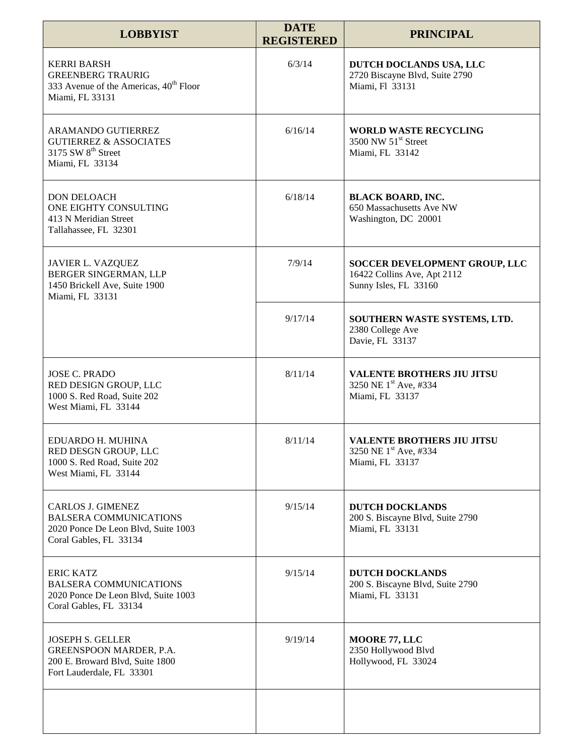| LOBBYIST | DATE REGISTERED | PRINCIPAL |
|---|---|---|
| KERRI BARSH<br>GREENBERG TRAURIG<br>333 Avenue of the Americas, 40th Floor<br>Miami, FL 33131 | 6/3/14 | **DUTCH DOCLANDS USA, LLC**<br>2720 Biscayne Blvd, Suite 2790<br>Miami, Fl 33131 |
| ARAMANDO GUTIERREZ<br>GUTIERREZ & ASSOCIATES<br>3175 SW 8th Street<br>Miami, FL 33134 | 6/16/14 | **WORLD WASTE RECYCLING**<br>3500 NW 51st Street<br>Miami, FL 33142 |
| DON DELOACH<br>ONE EIGHTY CONSULTING<br>413 N Meridian Street<br>Tallahassee, FL 32301 | 6/18/14 | **BLACK BOARD, INC.**<br>650 Massachusetts Ave NW<br>Washington, DC 20001 |
| JAVIER L. VAZQUEZ<br>BERGER SINGERMAN, LLP<br>1450 Brickell Ave, Suite 1900<br>Miami, FL 33131 | 7/9/14 | **SOCCER DEVELOPMENT GROUP, LLC**<br>16422 Collins Ave, Apt 2112<br>Sunny Isles, FL 33160 |
| | 9/17/14 | **SOUTHERN WASTE SYSTEMS, LTD.**<br>2380 College Ave<br>Davie, FL 33137 |
| JOSE C. PRADO<br>RED DESIGN GROUP, LLC<br>1000 S. Red Road, Suite 202<br>West Miami, FL 33144 | 8/11/14 | **VALENTE BROTHERS JIU JITSU**<br>3250 NE 1st Ave, #334<br>Miami, FL 33137 |
| EDUARDO H. MUHINA<br>RED DESGN GROUP, LLC<br>1000 S. Red Road, Suite 202<br>West Miami, FL 33144 | 8/11/14 | **VALENTE BROTHERS JIU JITSU**<br>3250 NE 1st Ave, #334<br>Miami, FL 33137 |
| CARLOS J. GIMENEZ<br>BALSERA COMMUNICATIONS<br>2020 Ponce De Leon Blvd, Suite 1003<br>Coral Gables, FL 33134 | 9/15/14 | **DUTCH DOCKLANDS**<br>200 S. Biscayne Blvd, Suite 2790<br>Miami, FL 33131 |
| ERIC KATZ<br>BALSERA COMMUNICATIONS<br>2020 Ponce De Leon Blvd, Suite 1003<br>Coral Gables, FL 33134 | 9/15/14 | **DUTCH DOCKLANDS**<br>200 S. Biscayne Blvd, Suite 2790<br>Miami, FL 33131 |
| JOSEPH S. GELLER<br>GREENSPOON MARDER, P.A.<br>200 E. Broward Blvd, Suite 1800<br>Fort Lauderdale, FL 33301 | 9/19/14 | **MOORE 77, LLC**<br>2350 Hollywood Blvd<br>Hollywood, FL 33024 |
| | | |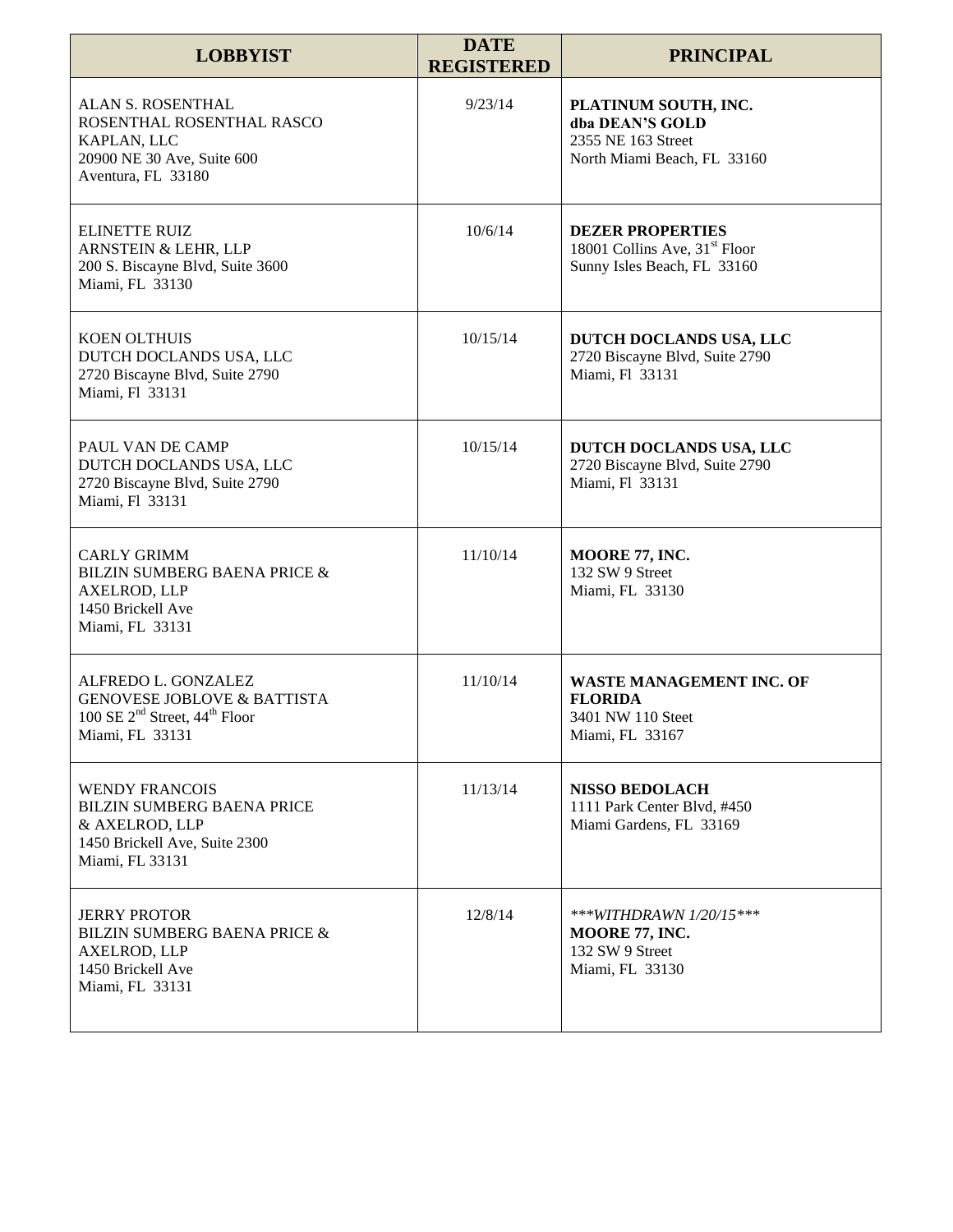| LOBBYIST | DATE REGISTERED | PRINCIPAL |
|---|---|---|
| ALAN S. ROSENTHAL<br>ROSENTHAL ROSENTHAL RASCO KAPLAN, LLC<br>20900 NE 30 Ave, Suite 600<br>Aventura, FL 33180 | 9/23/14 | **PLATINUM SOUTH, INC.**<br>**dba DEAN'S GOLD**<br>2355 NE 163 Street<br>North Miami Beach, FL 33160 |
| ELINETTE RUIZ<br>ARNSTEIN & LEHR, LLP<br>200 S. Biscayne Blvd, Suite 3600<br>Miami, FL 33130 | 10/6/14 | **DEZER PROPERTIES**<br>18001 Collins Ave, 31st Floor<br>Sunny Isles Beach, FL 33160 |
| KOEN OLTHUIS<br>DUTCH DOCLANDS USA, LLC<br>2720 Biscayne Blvd, Suite 2790<br>Miami, Fl 33131 | 10/15/14 | **DUTCH DOCLANDS USA, LLC**<br>2720 Biscayne Blvd, Suite 2790<br>Miami, Fl 33131 |
| PAUL VAN DE CAMP<br>DUTCH DOCLANDS USA, LLC<br>2720 Biscayne Blvd, Suite 2790<br>Miami, Fl 33131 | 10/15/14 | **DUTCH DOCLANDS USA, LLC**<br>2720 Biscayne Blvd, Suite 2790<br>Miami, Fl 33131 |
| CARLY GRIMM<br>BILZIN SUMBERG BAENA PRICE & AXELROD, LLP<br>1450 Brickell Ave<br>Miami, FL 33131 | 11/10/14 | **MOORE 77, INC.**<br>132 SW 9 Street<br>Miami, FL 33130 |
| ALFREDO L. GONZALEZ<br>GENOVESE JOBLOVE & BATTISTA<br>100 SE 2nd Street, 44th Floor<br>Miami, FL 33131 | 11/10/14 | **WASTE MANAGEMENT INC. OF FLORIDA**<br>3401 NW 110 Steet<br>Miami, FL 33167 |
| WENDY FRANCOIS<br>BILZIN SUMBERG BAENA PRICE & AXELROD, LLP<br>1450 Brickell Ave, Suite 2300<br>Miami, FL 33131 | 11/13/14 | **NISSO BEDOLACH**<br>1111 Park Center Blvd, #450<br>Miami Gardens, FL 33169 |
| JERRY PROTOR<br>BILZIN SUMBERG BAENA PRICE & AXELROD, LLP<br>1450 Brickell Ave<br>Miami, FL 33131 | 12/8/14 | *\*\*\*WITHDRAWN 1/20/15\*\*\**<br>**MOORE 77, INC.**<br>132 SW 9 Street<br>Miami, FL 33130 |